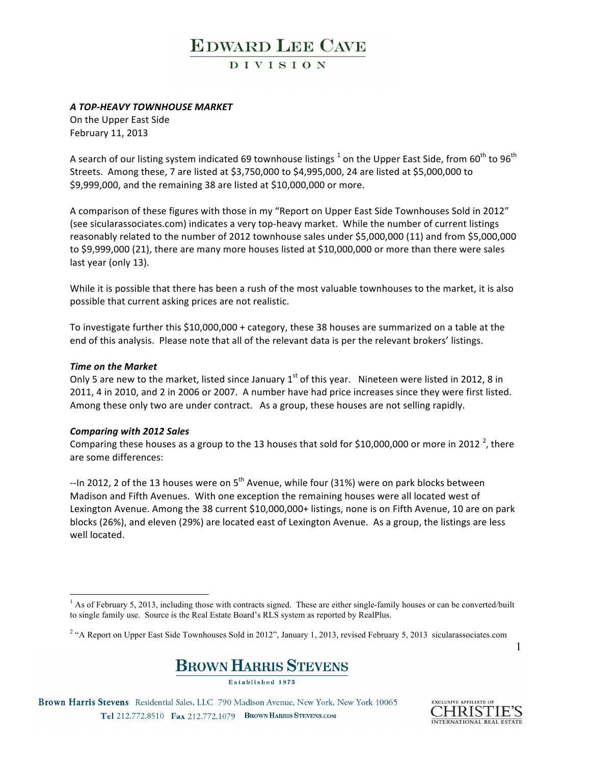# EDWARD LEE CAVE
DIVISION

***A TOP-HEAVY TOWNHOUSE MARKET***
On the Upper East Side
February 11, 2013

A search of our listing system indicated 69 townhouse listings [1] on the Upper East Side, from 60th to 96th Streets. Among these, 7 are listed at $3,750,000 to $4,995,000, 24 are listed at $5,000,000 to $9,999,000, and the remaining 38 are listed at $10,000,000 or more.

A comparison of these figures with those in my "Report on Upper East Side Townhouses Sold in 2012" (see sicularassociates.com) indicates a very top-heavy market. While the number of current listings reasonably related to the number of 2012 townhouse sales under $5,000,000 (11) and from $5,000,000 to $9,999,000 (21), there are many more houses listed at $10,000,000 or more than there were sales last year (only 13).

While it is possible that there has been a rush of the most valuable townhouses to the market, it is also possible that current asking prices are not realistic.

To investigate further this $10,000,000 + category, these 38 houses are summarized on a table at the end of this analysis. Please note that all of the relevant data is per the relevant brokers' listings.

***Time on the Market***
Only 5 are new to the market, listed since January 1st of this year. Nineteen were listed in 2012, 8 in 2011, 4 in 2010, and 2 in 2006 or 2007. A number have had price increases since they were first listed. Among these only two are under contract. As a group, these houses are not selling rapidly.

***Comparing with 2012 Sales***
Comparing these houses as a group to the 13 houses that sold for $10,000,000 or more in 2012 [2], there are some differences:

--In 2012, 2 of the 13 houses were on 5th Avenue, while four (31%) were on park blocks between Madison and Fifth Avenues. With one exception the remaining houses were all located west of Lexington Avenue. Among the 38 current $10,000,000+ listings, none is on Fifth Avenue, 10 are on park blocks (26%), and eleven (29%) are located east of Lexington Avenue. As a group, the listings are less well located.

---

[1] As of February 5, 2013, including those with contracts signed. These are either single-family houses or can be converted/built to single family use. Source is the Real Estate Board's RLS system as reported by RealPlus.

[2] "A Report on Upper East Side Townhouses Sold in 2012", January 1, 2013, revised February 5, 2013 sicularassociates.com

BROWN HARRIS STEVENS
Established 1873

Brown Harris Stevens Residential Sales, LLC 790 Madison Avenue, New York, New York 10065
Tel 212.772.8510 Fax 212.772.1079 BROWNHARRISSTEVENS.COM

EXCLUSIVE AFFILIATE OF CHRISTIE'S INTERNATIONAL REAL ESTATE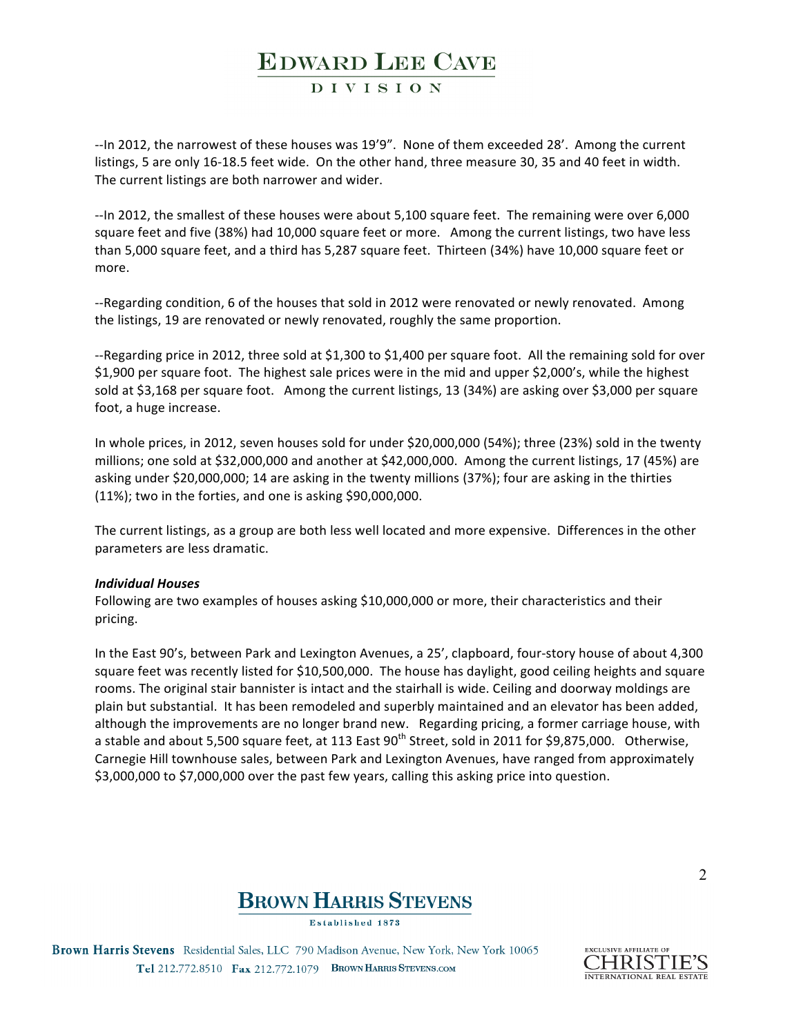--In 2012, the narrowest of these houses was 19'9". None of them exceeded 28'. Among the current listings, 5 are only 16-18.5 feet wide. On the other hand, three measure 30, 35 and 40 feet in width. The current listings are both narrower and wider.

--In 2012, the smallest of these houses were about 5,100 square feet. The remaining were over 6,000 square feet and five (38%) had 10,000 square feet or more. Among the current listings, two have less than 5,000 square feet, and a third has 5,287 square feet. Thirteen (34%) have 10,000 square feet or more.

--Regarding condition, 6 of the houses that sold in 2012 were renovated or newly renovated. Among the listings, 19 are renovated or newly renovated, roughly the same proportion.

--Regarding price in 2012, three sold at $1,300 to $1,400 per square foot. All the remaining sold for over $1,900 per square foot. The highest sale prices were in the mid and upper $2,000's, while the highest sold at $3,168 per square foot. Among the current listings, 13 (34%) are asking over $3,000 per square foot, a huge increase.

In whole prices, in 2012, seven houses sold for under $20,000,000 (54%); three (23%) sold in the twenty millions; one sold at $32,000,000 and another at $42,000,000. Among the current listings, 17 (45%) are asking under $20,000,000; 14 are asking in the twenty millions (37%); four are asking in the thirties (11%); two in the forties, and one is asking $90,000,000.

The current listings, as a group are both less well located and more expensive. Differences in the other parameters are less dramatic.

***Individual Houses***

Following are two examples of houses asking $10,000,000 or more, their characteristics and their pricing.

In the East 90's, between Park and Lexington Avenues, a 25', clapboard, four-story house of about 4,300 square feet was recently listed for $10,500,000. The house has daylight, good ceiling heights and square rooms. The original stair bannister is intact and the stairhall is wide. Ceiling and doorway moldings are plain but substantial. It has been remodeled and superbly maintained and an elevator has been added, although the improvements are no longer brand new. Regarding pricing, a former carriage house, with a stable and about 5,500 square feet, at 113 East 90th Street, sold in 2011 for $9,875,000. Otherwise, Carnegie Hill townhouse sales, between Park and Lexington Avenues, have ranged from approximately $3,000,000 to $7,000,000 over the past few years, calling this asking price into question.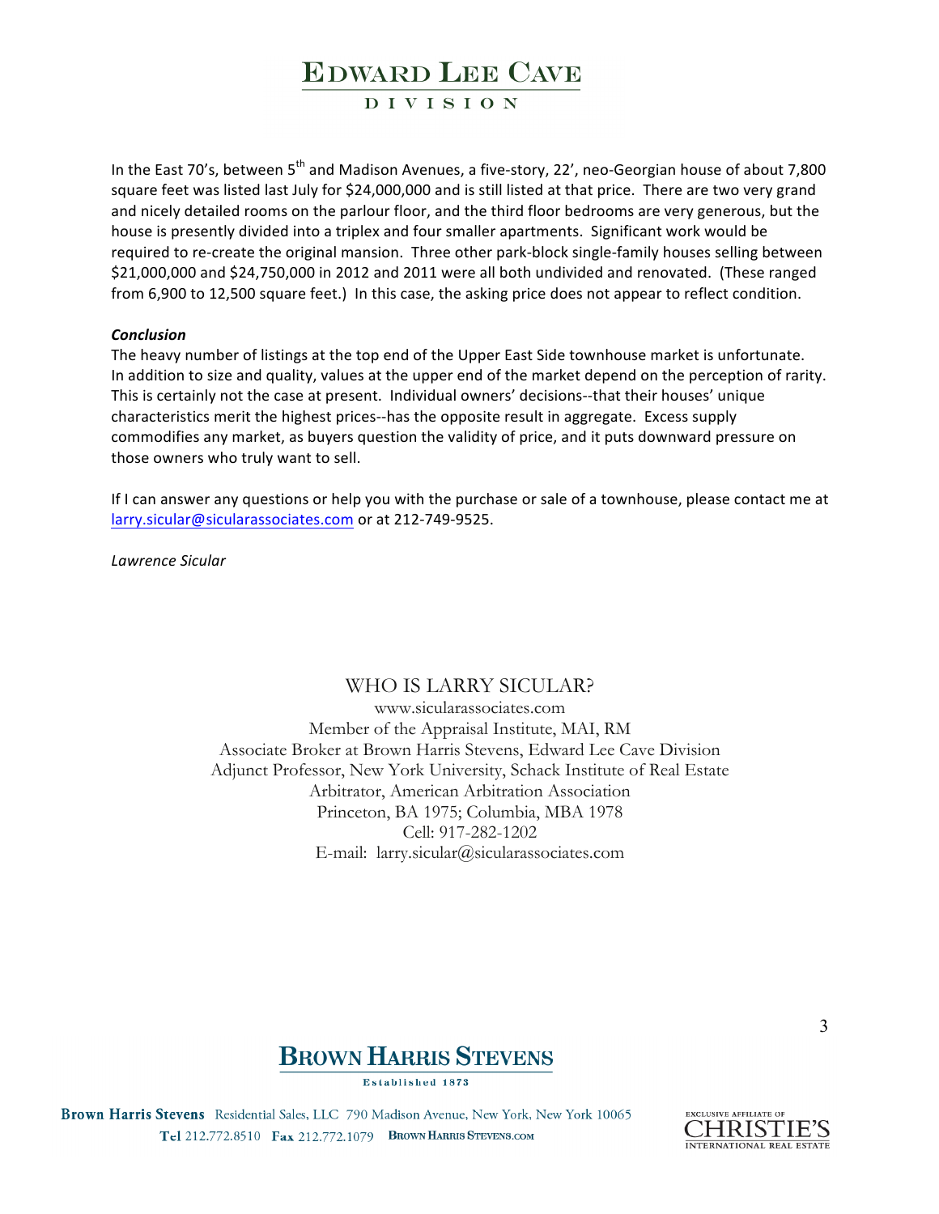In the East 70's, between 5th and Madison Avenues, a five-story, 22', neo-Georgian house of about 7,800 square feet was listed last July for $24,000,000 and is still listed at that price. There are two very grand and nicely detailed rooms on the parlour floor, and the third floor bedrooms are very generous, but the house is presently divided into a triplex and four smaller apartments. Significant work would be required to re-create the original mansion. Three other park-block single-family houses selling between $21,000,000 and $24,750,000 in 2012 and 2011 were all both undivided and renovated. (These ranged from 6,900 to 12,500 square feet.) In this case, the asking price does not appear to reflect condition.

***Conclusion***

The heavy number of listings at the top end of the Upper East Side townhouse market is unfortunate. In addition to size and quality, values at the upper end of the market depend on the perception of rarity. This is certainly not the case at present. Individual owners' decisions--that their houses' unique characteristics merit the highest prices--has the opposite result in aggregate. Excess supply commodifies any market, as buyers question the validity of price, and it puts downward pressure on those owners who truly want to sell.

If I can answer any questions or help you with the purchase or sale of a townhouse, please contact me at larry.sicular@siculararassociates.com or at 212-749-9525.

*Lawrence Sicular*

WHO IS LARRY SICULAR?

www.siculararassociates.com
Member of the Appraisal Institute, MAI, RM
Associate Broker at Brown Harris Stevens, Edward Lee Cave Division
Adjunct Professor, New York University, Schack Institute of Real Estate
Arbitrator, American Arbitration Association
Princeton, BA 1975; Columbia, MBA 1978
Cell: 917-282-1202
E-mail: larry.sicular@siculararassociates.com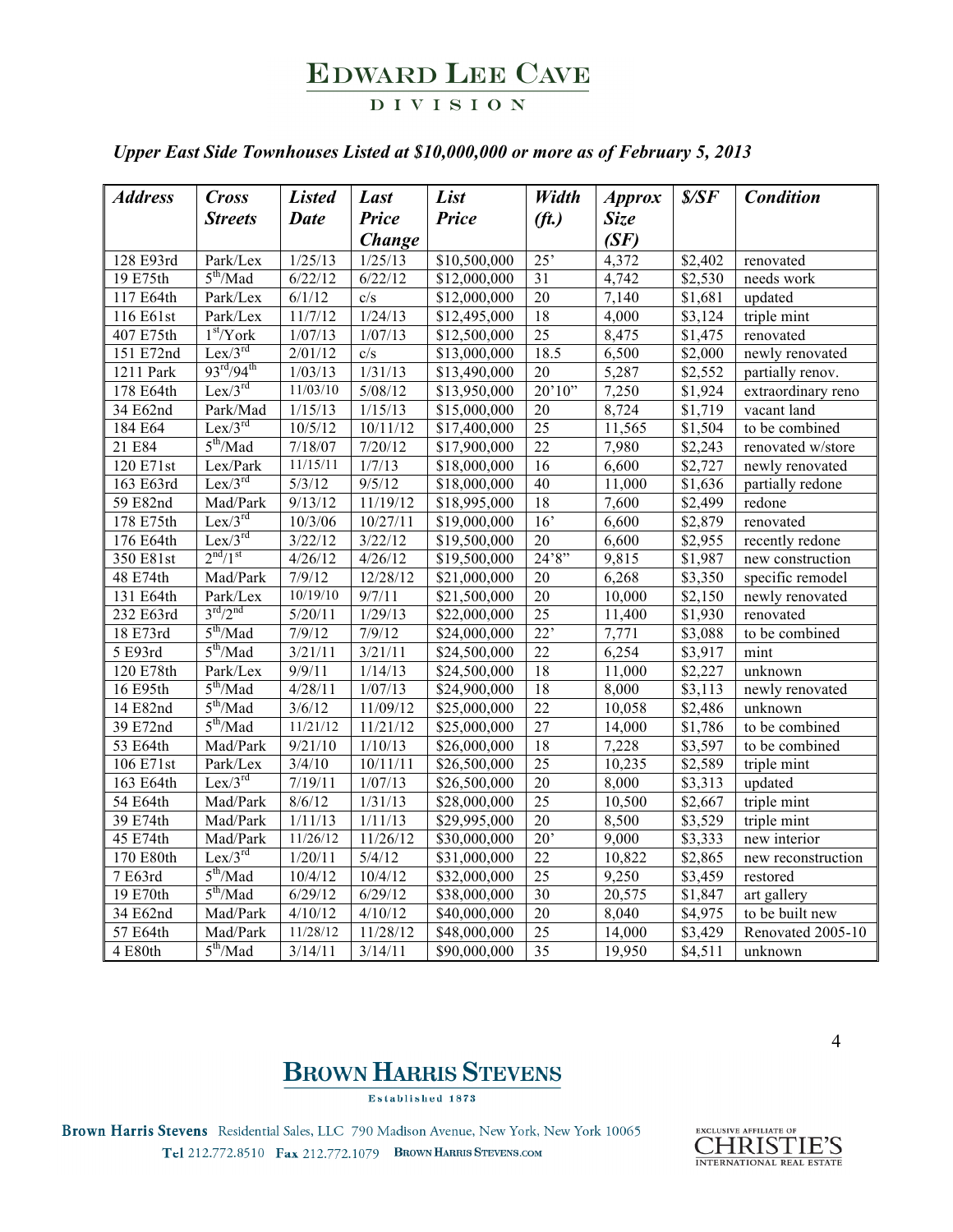# EDWARD LEE CAVE
## DIVISION

***Upper East Side Townhouses Listed at $10,000,000 or more as of February 5, 2013***

| ***Address*** | ***Cross Streets*** | ***Listed Date*** | ***Last Price Change*** | ***List Price*** | ***Width (ft.)*** | ***Approx Size (SF)*** | ***$/SF*** | ***Condition*** |
|---|---|---|---|---|---|---|---|---|
| 128 E93rd | Park/Lex | 1/25/13 | 1/25/13 | $10,500,000 | 25' | 4,372 | $2,402 | renovated |
| 19 E75th | 5th/Mad | 6/22/12 | 6/22/12 | $12,000,000 | 31 | 4,742 | $2,530 | needs work |
| 117 E64th | Park/Lex | 6/1/12 | c/s | $12,000,000 | 20 | 7,140 | $1,681 | updated |
| 116 E61st | Park/Lex | 11/7/12 | 1/24/13 | $12,495,000 | 18 | 4,000 | $3,124 | triple mint |
| 407 E75th | 1st/York | 1/07/13 | 1/07/13 | $12,500,000 | 25 | 8,475 | $1,475 | renovated |
| 151 E72nd | Lex/3rd | 2/01/12 | c/s | $13,000,000 | 18.5 | 6,500 | $2,000 | newly renovated |
| 1211 Park | 93rd/94th | 1/03/13 | 1/31/13 | $13,490,000 | 20 | 5,287 | $2,552 | partially renov. |
| 178 E64th | Lex/3rd | 11/03/10 | 5/08/12 | $13,950,000 | 20'10" | 7,250 | $1,924 | extraordinary reno |
| 34 E62nd | Park/Mad | 1/15/13 | 1/15/13 | $15,000,000 | 20 | 8,724 | $1,719 | vacant land |
| 184 E64 | Lex/3rd | 10/5/12 | 10/11/12 | $17,400,000 | 25 | 11,565 | $1,504 | to be combined |
| 21 E84 | 5th/Mad | 7/18/07 | 7/20/12 | $17,900,000 | 22 | 7,980 | $2,243 | renovated w/store |
| 120 E71st | Lex/Park | 11/15/11 | 1/7/13 | $18,000,000 | 16 | 6,600 | $2,727 | newly renovated |
| 163 E63rd | Lex/3rd | 5/3/12 | 9/5/12 | $18,000,000 | 40 | 11,000 | $1,636 | partially redone |
| 59 E82nd | Mad/Park | 9/13/12 | 11/19/12 | $18,995,000 | 18 | 7,600 | $2,499 | redone |
| 178 E75th | Lex/3rd | 10/3/06 | 10/27/11 | $19,000,000 | 16' | 6,600 | $2,879 | renovated |
| 176 E64th | Lex/3rd | 3/22/12 | 3/22/12 | $19,500,000 | 20 | 6,600 | $2,955 | recently redone |
| 350 E81st | 2nd/1st | 4/26/12 | 4/26/12 | $19,500,000 | 24'8" | 9,815 | $1,987 | new construction |
| 48 E74th | Mad/Park | 7/9/12 | 12/28/12 | $21,000,000 | 20 | 6,268 | $3,350 | specific remodel |
| 131 E64th | Park/Lex | 10/19/10 | 9/7/11 | $21,500,000 | 20 | 10,000 | $2,150 | newly renovated |
| 232 E63rd | 3rd/2nd | 5/20/11 | 1/29/13 | $22,000,000 | 25 | 11,400 | $1,930 | renovated |
| 18 E73rd | 5th/Mad | 7/9/12 | 7/9/12 | $24,000,000 | 22' | 7,771 | $3,088 | to be combined |
| 5 E93rd | 5th/Mad | 3/21/11 | 3/21/11 | $24,500,000 | 22 | 6,254 | $3,917 | mint |
| 120 E78th | Park/Lex | 9/9/11 | 1/14/13 | $24,500,000 | 18 | 11,000 | $2,227 | unknown |
| 16 E95th | 5th/Mad | 4/28/11 | 1/07/13 | $24,900,000 | 18 | 8,000 | $3,113 | newly renovated |
| 14 E82nd | 5th/Mad | 3/6/12 | 11/09/12 | $25,000,000 | 22 | 10,058 | $2,486 | unknown |
| 39 E72nd | 5th/Mad | 11/21/12 | 11/21/12 | $25,000,000 | 27 | 14,000 | $1,786 | to be combined |
| 53 E64th | Mad/Park | 9/21/10 | 1/10/13 | $26,000,000 | 18 | 7,228 | $3,597 | to be combined |
| 106 E71st | Park/Lex | 3/4/10 | 10/11/11 | $26,500,000 | 25 | 10,235 | $2,589 | triple mint |
| 163 E64th | Lex/3rd | 7/19/11 | 1/07/13 | $26,500,000 | 20 | 8,000 | $3,313 | updated |
| 54 E64th | Mad/Park | 8/6/12 | 1/31/13 | $28,000,000 | 25 | 10,500 | $2,667 | triple mint |
| 39 E74th | Mad/Park | 1/11/13 | 1/11/13 | $29,995,000 | 20 | 8,500 | $3,529 | triple mint |
| 45 E74th | Mad/Park | 11/26/12 | 11/26/12 | $30,000,000 | 20' | 9,000 | $3,333 | new interior |
| 170 E80th | Lex/3rd | 1/20/11 | 5/4/12 | $31,000,000 | 22 | 10,822 | $2,865 | new reconstruction |
| 7 E63rd | 5th/Mad | 10/4/12 | 10/4/12 | $32,000,000 | 25 | 9,250 | $3,459 | restored |
| 19 E70th | 5th/Mad | 6/29/12 | 6/29/12 | $38,000,000 | 30 | 20,575 | $1,847 | art gallery |
| 34 E62nd | Mad/Park | 4/10/12 | 4/10/12 | $40,000,000 | 20 | 8,040 | $4,975 | to be built new |
| 57 E64th | Mad/Park | 11/28/12 | 11/28/12 | $48,000,000 | 25 | 14,000 | $3,429 | Renovated 2005-10 |
| 4 E80th | 5th/Mad | 3/14/11 | 3/14/11 | $90,000,000 | 35 | 19,950 | $4,511 | unknown |

**BROWN HARRIS STEVENS**

Established 1873

**Brown Harris Stevens** Residential Sales, LLC 790 Madison Avenue, New York, New York 10065
**Tel** 212.772.8510 **Fax** 212.772.1079 BROWNHARRISSTEVENS.COM

EXCLUSIVE AFFILIATE OF CHRISTIE'S INTERNATIONAL REAL ESTATE